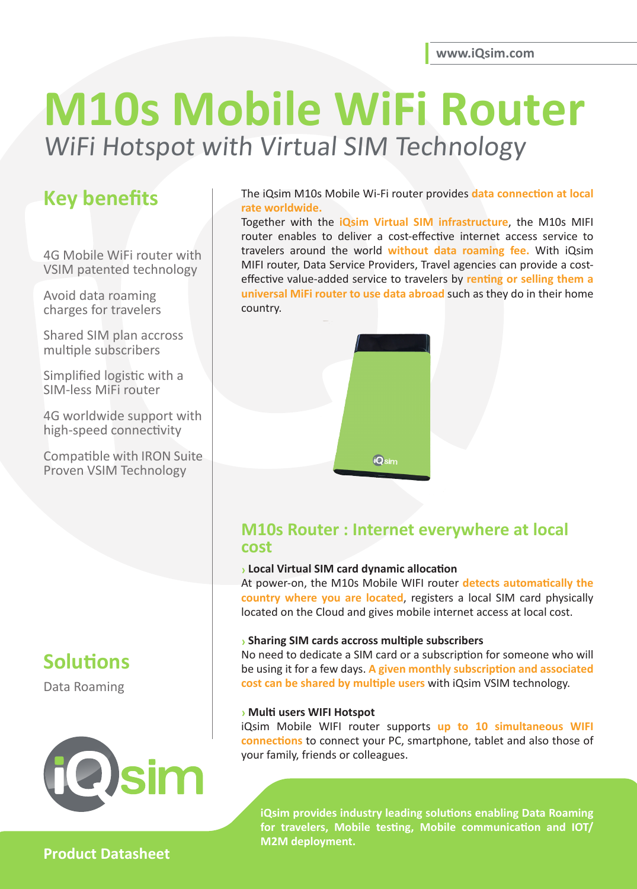www.iQsim.com

# M10s Mobile WiFi Router

*WiFi Hotspot with Virtual SIM Technology*

## Key benefits

4G Mobile WiFi router with VSIM patented technology

Avoid data roaming charges for travelers

Shared SIM plan accross multiple subscribers

Simplified logistic with a SIM-less MiFi router

4G worldwide support with high-speed connectivity

Compatible with IRON Suite Proven VSIM Technology

## Solutions

Data Roaming

The iQsim M10s Mobile Wi-Fi router provides **data connection at local rate worldwide.**
Together with the **iQsim Virtual SIM infrastructure**, the M10s MIFI router enables to deliver a cost-effective internet access service to travelers around the world **without data roaming fee.** With iQsim MIFI router, Data Service Providers, Travel agencies can provide a cost-effective value-added service to travelers by **renting or selling them a universal MiFi router to use data abroad** such as they do in their home country.

## M10s Router : Internet everywhere at local cost

**› Local Virtual SIM card dynamic allocation**
At power-on, the M10s Mobile WIFI router **detects automatically the country where you are located**, registers a local SIM card physically located on the Cloud and gives mobile internet access at local cost.

**› Sharing SIM cards accross multiple subscribers**
No need to dedicate a SIM card or a subscription for someone who will be using it for a few days. **A given monthly subscription and associated cost can be shared by multiple users** with iQsim VSIM technology.

**› Multi users WIFI Hotspot**
iQsim Mobile WIFI router supports **up to 10 simultaneous WIFI connections** to connect your PC, smartphone, tablet and also those of your family, friends or colleagues.

**iQsim provides industry leading solutions enabling Data Roaming for travelers, Mobile testing, Mobile communication and IOT/ M2M deployment.**

**Product Datasheet**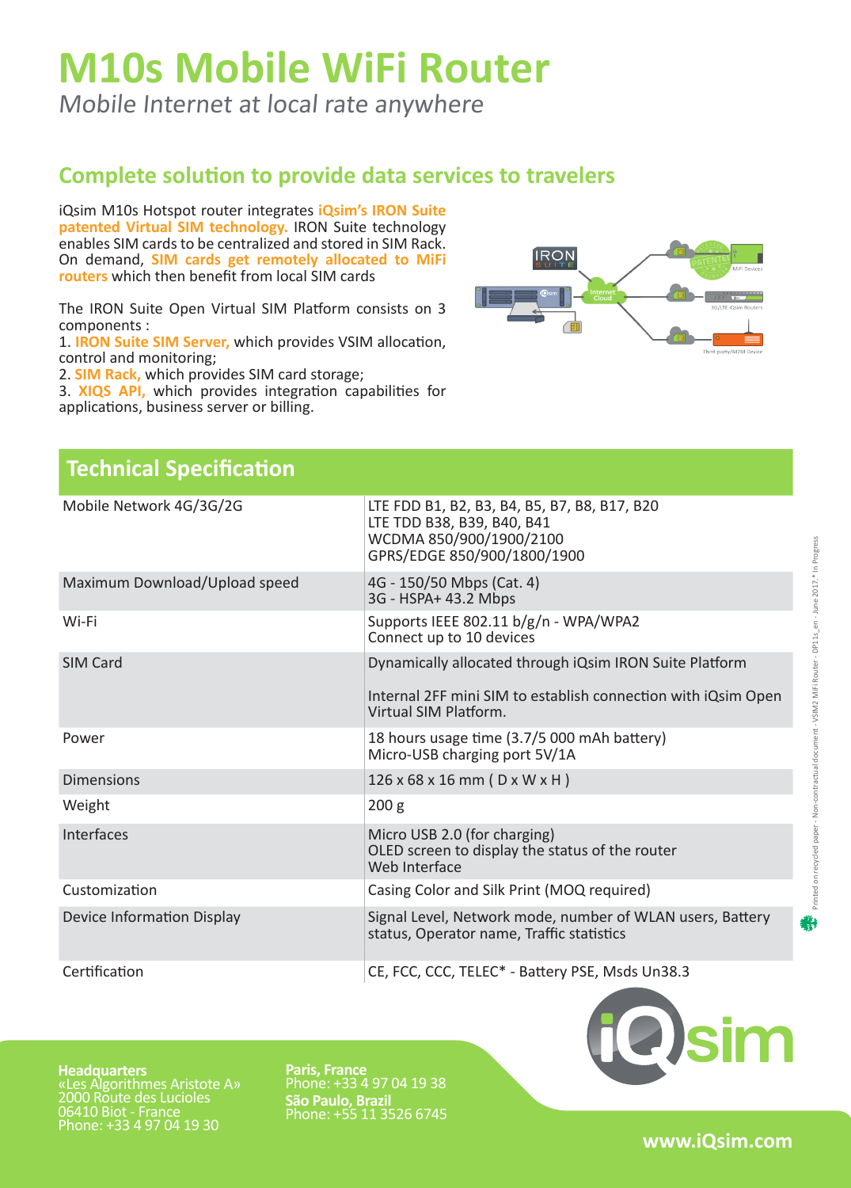# M10s Mobile WiFi Router

*Mobile Internet at local rate anywhere*

## Complete solution to provide data services to travelers

iQsim M10s Hotspot router integrates **iQsim's IRON Suite patented Virtual SIM technology.** IRON Suite technology enables SIM cards to be centralized and stored in SIM Rack. On demand, **SIM cards get remotely allocated to MiFi routers** which then benefit from local SIM cards

The IRON Suite Open Virtual SIM Platform consists on 3 components :

1. **IRON Suite SIM Server,** which provides VSIM allocation, control and monitoring;
2. **SIM Rack,** which provides SIM card storage;
3. **XIQS API,** which provides integration capabilities for applications, business server or billing.

## Technical Specification

| | |
|---|---|
| Mobile Network 4G/3G/2G | LTE FDD B1, B2, B3, B4, B5, B7, B8, B17, B20<br>LTE TDD B38, B39, B40, B41<br>WCDMA 850/900/1900/2100<br>GPRS/EDGE 850/900/1800/1900 |
| Maximum Download/Upload speed | 4G - 150/50 Mbps (Cat. 4)<br>3G - HSPA+ 43.2 Mbps |
| Wi-Fi | Supports IEEE 802.11 b/g/n - WPA/WPA2<br>Connect up to 10 devices |
| SIM Card | Dynamically allocated through iQsim IRON Suite Platform<br><br>Internal 2FF mini SIM to establish connection with iQsim Open Virtual SIM Platform. |
| Power | 18 hours usage time (3.7/5 000 mAh battery)<br>Micro-USB charging port 5V/1A |
| Dimensions | 126 x 68 x 16 mm ( D x W x H ) |
| Weight | 200 g |
| Interfaces | Micro USB 2.0 (for charging)<br>OLED screen to display the status of the router<br>Web Interface |
| Customization | Casing Color and Silk Print (MOQ required) |
| Device Information Display | Signal Level, Network mode, number of WLAN users, Battery status, Operator name, Traffic statistics |
| Certification | CE, FCC, CCC, TELEC* - Battery PSE, Msds Un38.3 |

Printed on recycled paper - Non-contractual document - VSIM2 MiFi Router - DP11s_en - June 2017 * In Progress

**Headquarters**
«Les Algorithmes Aristote A»
2000 Route des Lucioles
06410 Biot - France
Phone: +33 4 97 04 19 30

**Paris, France**
Phone: +33 4 97 04 19 38
**São Paulo, Brazil**
Phone: +55 11 3526 6745

**www.iQsim.com**